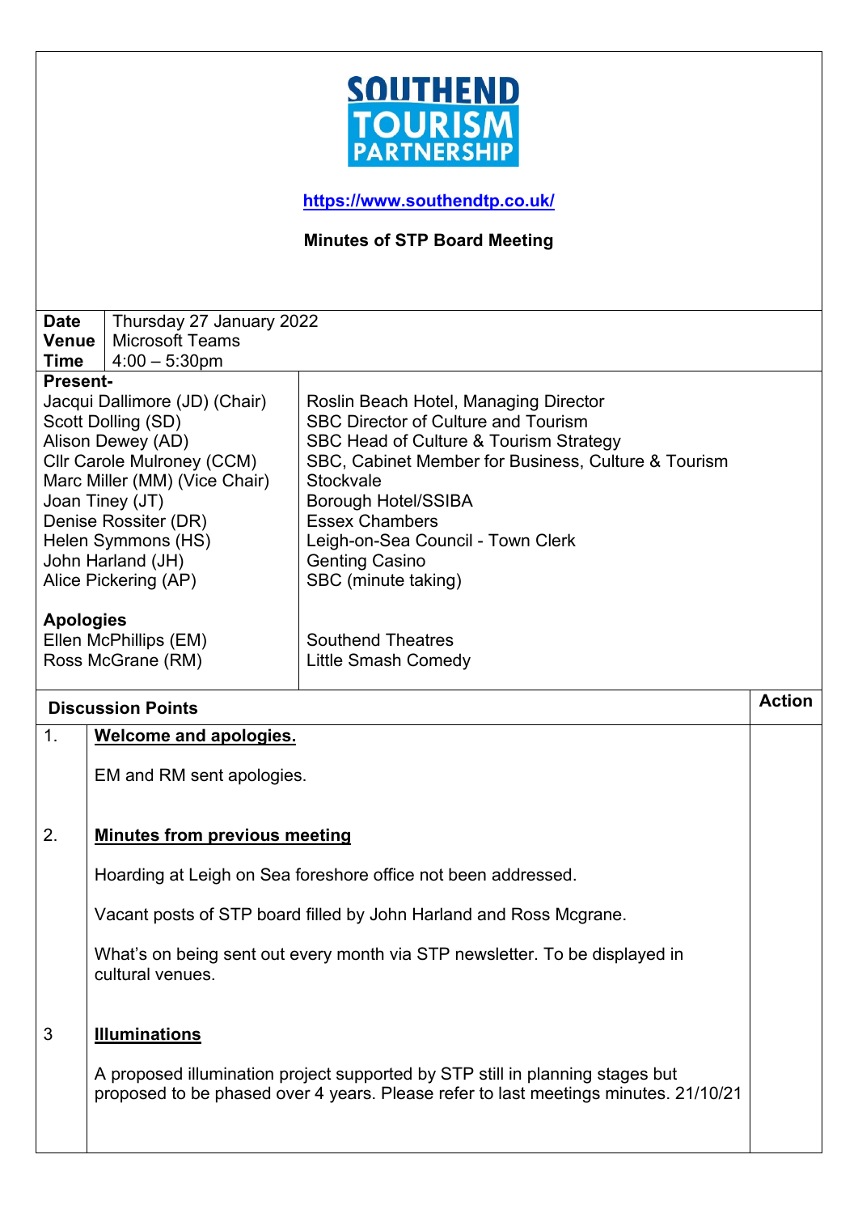**SOUTHEND TOURISM PARTNERSHIP**

https://www.southendtp.co.uk/

**Minutes of STP Board Meeting**

| | |
|---|---|
| **Date** | Thursday 27 January 2022 |
| **Venue** | Microsoft Teams |
| **Time** | 4:00 – 5:30pm |

**Present-**

| | |
|---|---|
| Jacqui Dallimore (JD) (Chair) | Roslin Beach Hotel, Managing Director |
| Scott Dolling (SD) | SBC Director of Culture and Tourism |
| Alison Dewey (AD) | SBC Head of Culture & Tourism Strategy |
| Cllr Carole Mulroney (CCM) | SBC, Cabinet Member for Business, Culture & Tourism |
| Marc Miller (MM) (Vice Chair) | Stockvale |
| Joan Tiney (JT) | Borough Hotel/SSIBA |
| Denise Rossiter (DR) | Essex Chambers |
| Helen Symmons (HS) | Leigh-on-Sea Council - Town Clerk |
| John Harland (JH) | Genting Casino |
| Alice Pickering (AP) | SBC (minute taking) |

**Apologies**

| | |
|---|---|
| Ellen McPhillips (EM) | Southend Theatres |
| Ross McGrane (RM) | Little Smash Comedy |

| | Discussion Points | Action |
|---|---|---|
| 1. | **Welcome and apologies.**<br><br>EM and RM sent apologies. | |
| 2. | **Minutes from previous meeting**<br><br>Hoarding at Leigh on Sea foreshore office not been addressed.<br><br>Vacant posts of STP board filled by John Harland and Ross Mcgrane.<br><br>What's on being sent out every month via STP newsletter. To be displayed in cultural venues. | |
| 3 | **Illuminations**<br><br>A proposed illumination project supported by STP still in planning stages but proposed to be phased over 4 years. Please refer to last meetings minutes. 21/10/21 | |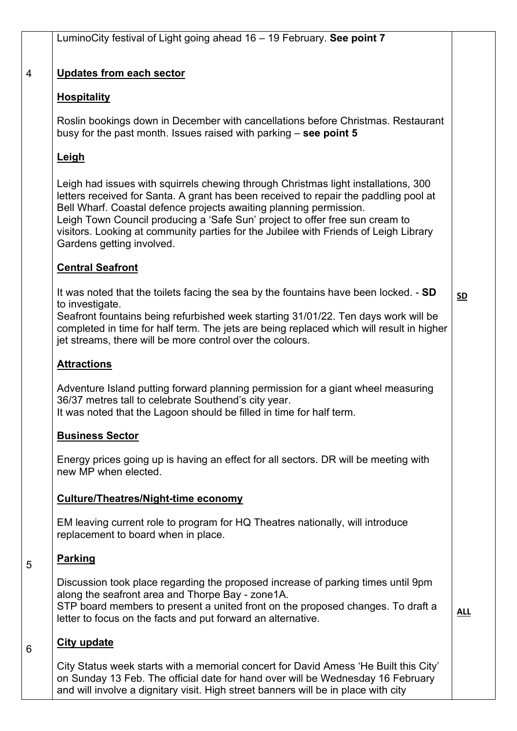| | | |
|---|---|---|
| | LuminoCity festival of Light going ahead 16 – 19 February. **See point 7** | |
| 4 | **Updates from each sector**<br><br>**Hospitality**<br><br>Roslin bookings down in December with cancellations before Christmas. Restaurant busy for the past month. Issues raised with parking – **see point 5**<br><br>**Leigh**<br><br>Leigh had issues with squirrels chewing through Christmas light installations, 300 letters received for Santa. A grant has been received to repair the paddling pool at Bell Wharf. Coastal defence projects awaiting planning permission.<br>Leigh Town Council producing a 'Safe Sun' project to offer free sun cream to visitors. Looking at community parties for the Jubilee with Friends of Leigh Library Gardens getting involved.<br><br>**Central Seafront**<br><br>It was noted that the toilets facing the sea by the fountains have been locked. - **SD** to investigate.<br>Seafront fountains being refurbished week starting 31/01/22. Ten days work will be completed in time for half term. The jets are being replaced which will result in higher jet streams, there will be more control over the colours.<br><br>**Attractions**<br><br>Adventure Island putting forward planning permission for a giant wheel measuring 36/37 metres tall to celebrate Southend's city year.<br>It was noted that the Lagoon should be filled in time for half term.<br><br>**Business Sector**<br><br>Energy prices going up is having an effect for all sectors. DR will be meeting with new MP when elected.<br><br>**Culture/Theatres/Night-time economy**<br><br>EM leaving current role to program for HQ Theatres nationally, will introduce replacement to board when in place. | **SD** |
| 5 | **Parking**<br><br>Discussion took place regarding the proposed increase of parking times until 9pm along the seafront area and Thorpe Bay - zone1A.<br>STP board members to present a united front on the proposed changes. To draft a letter to focus on the facts and put forward an alternative. | **ALL** |
| 6 | **City update**<br><br>City Status week starts with a memorial concert for David Amess 'He Built this City' on Sunday 13 Feb. The official date for hand over will be Wednesday 16 February and will involve a dignitary visit. High street banners will be in place with city | |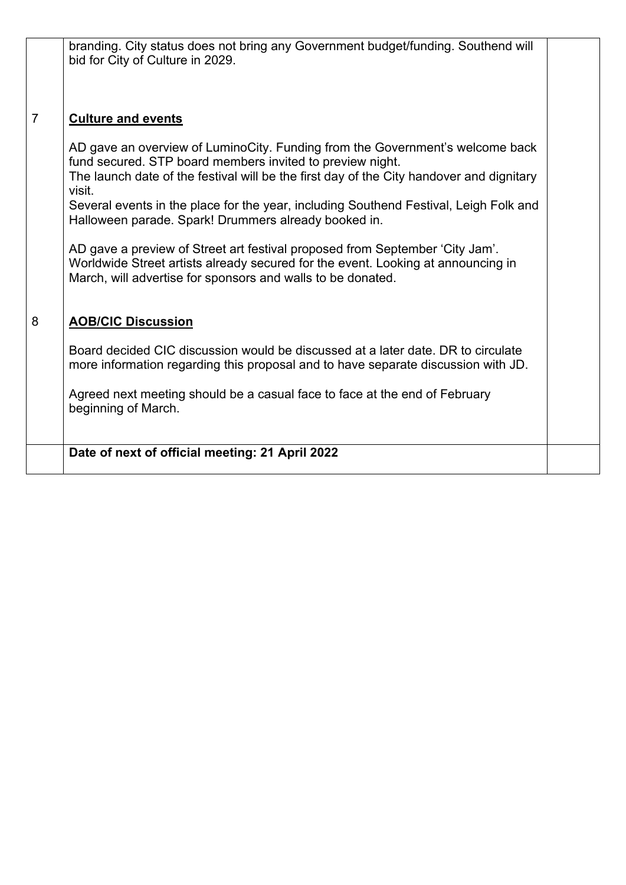| | | |
|---|---|---|
| | branding. City status does not bring any Government budget/funding. Southend will bid for City of Culture in 2029. | |
| 7 | **Culture and events**<br><br>AD gave an overview of LuminoCity. Funding from the Government's welcome back fund secured. STP board members invited to preview night.<br>The launch date of the festival will be the first day of the City handover and dignitary visit.<br>Several events in the place for the year, including Southend Festival, Leigh Folk and Halloween parade. Spark! Drummers already booked in.<br><br>AD gave a preview of Street art festival proposed from September 'City Jam'. Worldwide Street artists already secured for the event. Looking at announcing in March, will advertise for sponsors and walls to be donated. | |
| 8 | **AOB/CIC Discussion**<br><br>Board decided CIC discussion would be discussed at a later date. DR to circulate more information regarding this proposal and to have separate discussion with JD.<br><br>Agreed next meeting should be a casual face to face at the end of February beginning of March. | |
| | **Date of next of official meeting: 21 April 2022** | |